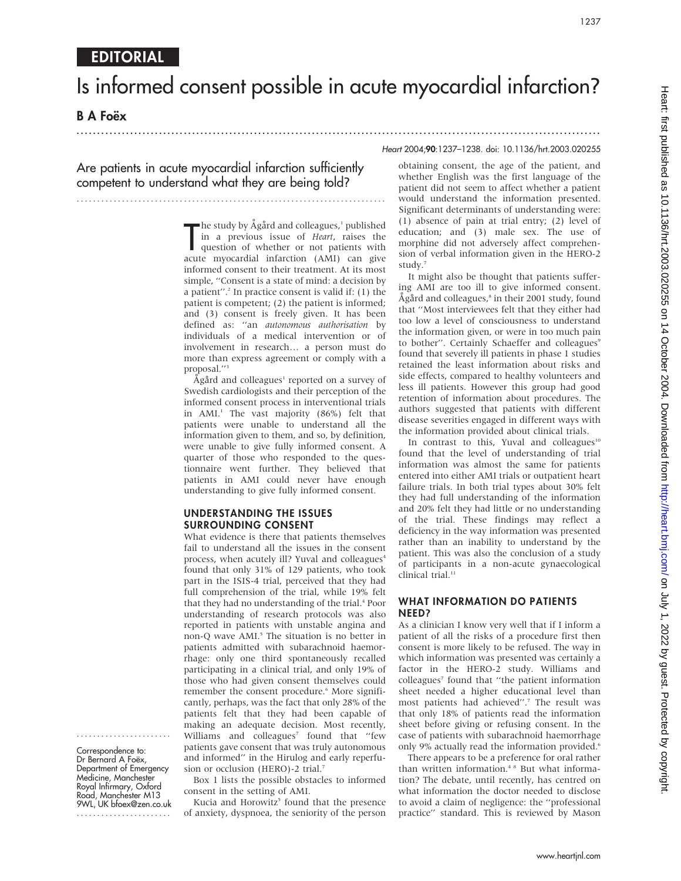EDITORIAL

# Is informed consent possible in acute myocardial infarction?

**B A Foëx**

## Are patients in acute myocardial infarction sufficiently competent to understand what they are being told?

The study by Ågård and colleagues,[1] published in a previous issue of *Heart*, raises the question of whether or not patients with acute myocardial infarction (AMI) can give informed consent to their treatment. At its most simple, "Consent is a state of mind: a decision by a patient".[2] In practice consent is valid if: (1) the patient is competent; (2) the patient is informed; and (3) consent is freely given. It has been defined as: "an *autonomous authorisation* by individuals of a medical intervention or of involvement in research… a person must do more than express agreement or comply with a proposal."[3]

Ågård and colleagues[1] reported on a survey of Swedish cardiologists and their perception of the informed consent process in interventional trials in AMI.[1] The vast majority (86%) felt that patients were unable to understand all the information given to them, and so, by definition, were unable to give fully informed consent. A quarter of those who responded to the questionnaire went further. They believed that patients in AMI could never have enough understanding to give fully informed consent.

### UNDERSTANDING THE ISSUES SURROUNDING CONSENT

What evidence is there that patients themselves fail to understand all the issues in the consent process, when acutely ill? Yuval and colleagues[4] found that only 31% of 129 patients, who took part in the ISIS-4 trial, perceived that they had full comprehension of the trial, while 19% felt that they had no understanding of the trial.[4] Poor understanding of research protocols was also reported in patients with unstable angina and non-Q wave AMI.[5] The situation is no better in patients admitted with subarachnoid haemorrhage: only one third spontaneously recalled participating in a clinical trial, and only 19% of those who had given consent themselves could remember the consent procedure.[6] More significantly, perhaps, was the fact that only 28% of the patients felt that they had been capable of making an adequate decision. Most recently, Williams and colleagues[7] found that "few patients gave consent that was truly autonomous and informed" in the Hirulog and early reperfusion or occlusion (HERO)-2 trial.[7]

Box 1 lists the possible obstacles to informed consent in the setting of AMI.

Kucia and Horowitz[5] found that the presence of anxiety, dyspnoea, the seniority of the person obtaining consent, the age of the patient, and whether English was the first language of the patient did not seem to affect whether a patient would understand the information presented. Significant determinants of understanding were: (1) absence of pain at trial entry; (2) level of education; and (3) male sex. The use of morphine did not adversely affect comprehension of verbal information given in the HERO-2 study.[7]

It might also be thought that patients suffering AMI are too ill to give informed consent. Ågård and colleagues,[8] in their 2001 study, found that "Most interviewees felt that they either had too low a level of consciousness to understand the information given, or were in too much pain to bother". Certainly Schaeffer and colleagues[9] found that severely ill patients in phase 1 studies retained the least information about risks and side effects, compared to healthy volunteers and less ill patients. However this group had good retention of information about procedures. The authors suggested that patients with different disease severities engaged in different ways with the information provided about clinical trials.

In contrast to this, Yuval and colleagues[10] found that the level of understanding of trial information was almost the same for patients entered into either AMI trials or outpatient heart failure trials. In both trial types about 30% felt they had full understanding of the information and 20% felt they had little or no understanding of the trial. These findings may reflect a deficiency in the way information was presented rather than an inability to understand by the patient. This was also the conclusion of a study of participants in a non-acute gynaecological clinical trial.[11]

### WHAT INFORMATION DO PATIENTS NEED?

As a clinician I know very well that if I inform a patient of all the risks of a procedure first then consent is more likely to be refused. The way in which information was presented was certainly a factor in the HERO-2 study. Williams and colleagues[7] found that "the patient information sheet needed a higher educational level than most patients had achieved".[7] The result was that only 18% of patients read the information sheet before giving or refusing consent. In the case of patients with subarachnoid haemorrhage only 9% actually read the information provided.[6]

There appears to be a preference for oral rather than written information.[4 8] But what information? The debate, until recently, has centred on what information the doctor needed to disclose to avoid a claim of negligence: the "professional practice" standard. This is reviewed by Mason

Correspondence to: Dr Bernard A Foëx, Department of Emergency Medicine, Manchester Royal Infirmary, Oxford Road, Manchester M13 9WL, UK bfoex@zen.co.uk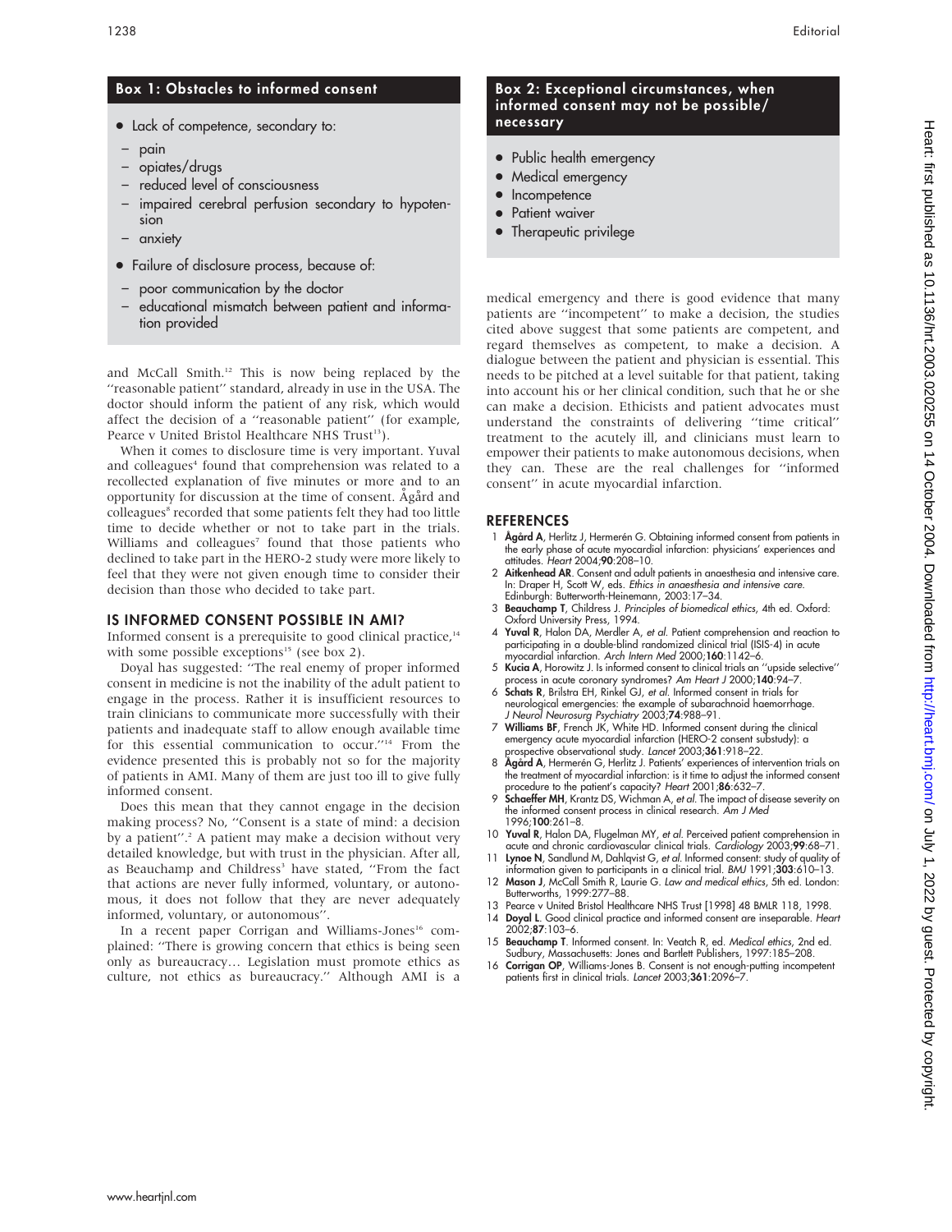## Box 1: Obstacles to informed consent

- Lack of competence, secondary to:
  - pain
  - opiates/drugs
  - reduced level of consciousness
  - impaired cerebral perfusion secondary to hypotension
  - anxiety
- Failure of disclosure process, because of:
  - poor communication by the doctor
  - educational mismatch between patient and information provided

and McCall Smith.[12] This is now being replaced by the "reasonable patient" standard, already in use in the USA. The doctor should inform the patient of any risk, which would affect the decision of a "reasonable patient" (for example, Pearce v United Bristol Healthcare NHS Trust[13]).

When it comes to disclosure time is very important. Yuval and colleagues[4] found that comprehension was related to a recollected explanation of five minutes or more and to an opportunity for discussion at the time of consent. Ågård and colleagues[8] recorded that some patients felt they had too little time to decide whether or not to take part in the trials. Williams and colleagues[7] found that those patients who declined to take part in the HERO-2 study were more likely to feel that they were not given enough time to consider their decision than those who decided to take part.

## IS INFORMED CONSENT POSSIBLE IN AMI?

Informed consent is a prerequisite to good clinical practice,[14] with some possible exceptions[15] (see box 2).

Doyal has suggested: "The real enemy of proper informed consent in medicine is not the inability of the adult patient to engage in the process. Rather it is insufficient resources to train clinicians to communicate more successfully with their patients and inadequate staff to allow enough available time for this essential communication to occur."[14] From the evidence presented this is probably not so for the majority of patients in AMI. Many of them are just too ill to give fully informed consent.

Does this mean that they cannot engage in the decision making process? No, "Consent is a state of mind: a decision by a patient".[2] A patient may make a decision without very detailed knowledge, but with trust in the physician. After all, as Beauchamp and Childress[3] have stated, "From the fact that actions are never fully informed, voluntary, or autonomous, it does not follow that they are never adequately informed, voluntary, or autonomous".

In a recent paper Corrigan and Williams-Jones[16] complained: "There is growing concern that ethics is being seen only as bureaucracy… Legislation must promote ethics as culture, not ethics as bureaucracy." Although AMI is a

## Box 2: Exceptional circumstances, when informed consent may not be possible/necessary

- Public health emergency
- Medical emergency
- Incompetence
- Patient waiver
- Therapeutic privilege

medical emergency and there is good evidence that many patients are "incompetent" to make a decision, the studies cited above suggest that some patients are competent, and regard themselves as competent, to make a decision. A dialogue between the patient and physician is essential. This needs to be pitched at a level suitable for that patient, taking into account his or her clinical condition, such that he or she can make a decision. Ethicists and patient advocates must understand the constraints of delivering "time critical" treatment to the acutely ill, and clinicians must learn to empower their patients to make autonomous decisions, when they can. These are the real challenges for "informed consent" in acute myocardial infarction.

## REFERENCES

1. **Ågård A**, Herlitz J, Hermerén G. Obtaining informed consent from patients in the early phase of acute myocardial infarction: physicians' experiences and attitudes. *Heart* 2004;**90**:208–10.
2. **Aitkenhead AR**. Consent and adult patients in anaesthesia and intensive care. In: Draper H, Scott W, eds. *Ethics in anaesthesia and intensive care*. Edinburgh: Butterworth-Heinemann, 2003:17–34.
3. **Beauchamp T**, Childress J. *Principles of biomedical ethics*, 4th ed. Oxford: Oxford University Press, 1994.
4. **Yuval R**, Halon DA, Merdler A, *et al*. Patient comprehension and reaction to participating in a double-blind randomized clinical trial (ISIS-4) in acute myocardial infarction. *Arch Intern Med* 2000;**160**:1142–6.
5. **Kucia A**, Horowitz J. Is informed consent to clinical trials an "upside selective" process in acute coronary syndromes? *Am Heart J* 2000;**140**:94–7.
6. **Schats R**, Brilstra EH, Rinkel GJ, *et al*. Informed consent in trials for neurological emergencies: the example of subarachnoid haemorrhage. *J Neurol Neurosurg Psychiatry* 2003;**74**:988–91.
7. **Williams BF**, French JK, White HD. Informed consent during the clinical emergency acute myocardial infarction (HERO-2 consent substudy): a prospective observational study. *Lancet* 2003;**361**:918–22.
8. **Ågård A**, Hermerén G, Herlitz J. Patients' experiences of intervention trials on the treatment of myocardial infarction: is it time to adjust the informed consent procedure to the patient's capacity? *Heart* 2001;**86**:632–7.
9. **Schaeffer MH**, Krantz DS, Wichman A, *et al*. The impact of disease severity on the informed consent process in clinical research. *Am J Med* 1996;**100**:261–8.
10. **Yuval R**, Halon DA, Flugelman MY, *et al*. Perceived patient comprehension in acute and chronic cardiovascular clinical trials. *Cardiology* 2003;**99**:68–71.
11. **Lynoe N**, Sandlund M, Dahlqvist G, *et al*. Informed consent: study of quality of information given to participants in a clinical trial. *BMJ* 1991;**303**:610–13.
12. **Mason J**, McCall Smith R, Laurie G. *Law and medical ethics*, 5th ed. London: Butterworths, 1999:277–88.
13. Pearce v United Bristol Healthcare NHS Trust [1998] 48 BMLR 118, 1998.
14. **Doyal L**. Good clinical practice and informed consent are inseparable. *Heart* 2002;**87**:103–6.
15. **Beauchamp T**. Informed consent. In: Veatch R, ed. *Medical ethics*, 2nd ed. Sudbury, Massachusetts: Jones and Bartlett Publishers, 1997:185–208.
16. **Corrigan OP**, Williams-Jones B. Consent is not enough-putting incompetent patients first in clinical trials. *Lancet* 2003;**361**:2096–7.